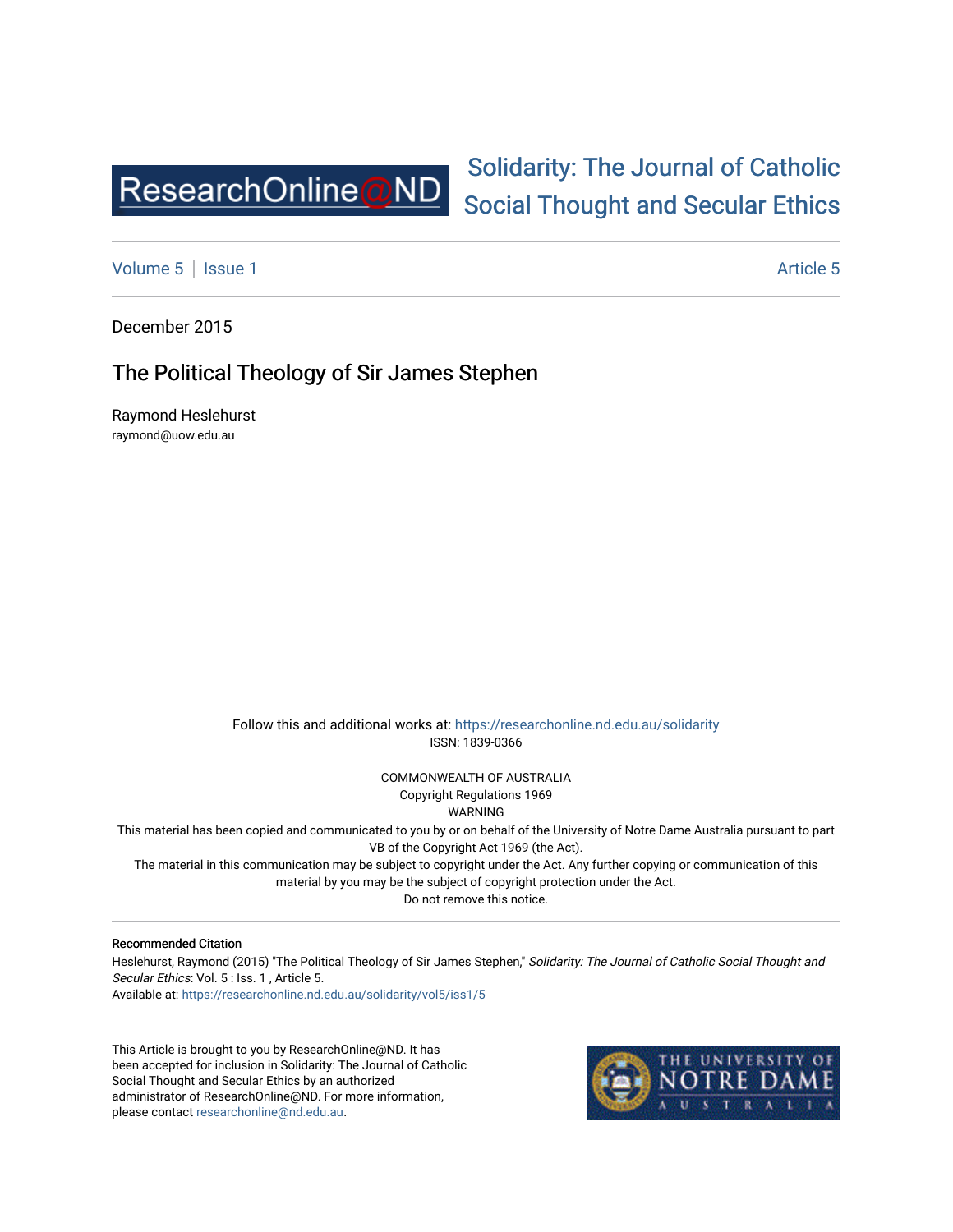ResearchOnline@ND

# Solidarity: The Journal of Catholic Social Thought and Secular Ethics

Volume 5 | Issue 1 — Article 5

December 2015

## The Political Theology of Sir James Stephen

Raymond Heslehurst
raymond@uow.edu.au

Follow this and additional works at: https://researchonline.nd.edu.au/solidarity
ISSN: 1839-0366

COMMONWEALTH OF AUSTRALIA
Copyright Regulations 1969
WARNING
This material has been copied and communicated to you by or on behalf of the University of Notre Dame Australia pursuant to part VB of the Copyright Act 1969 (the Act).
The material in this communication may be subject to copyright under the Act. Any further copying or communication of this material by you may be the subject of copyright protection under the Act.
Do not remove this notice.

**Recommended Citation**
Heslehurst, Raymond (2015) "The Political Theology of Sir James Stephen," *Solidarity: The Journal of Catholic Social Thought and Secular Ethics*: Vol. 5 : Iss. 1 , Article 5.
Available at: https://researchonline.nd.edu.au/solidarity/vol5/iss1/5

This Article is brought to you by ResearchOnline@ND. It has been accepted for inclusion in Solidarity: The Journal of Catholic Social Thought and Secular Ethics by an authorized administrator of ResearchOnline@ND. For more information, please contact researchonline@nd.edu.au.

THE UNIVERSITY OF NOTRE DAME AUSTRALIA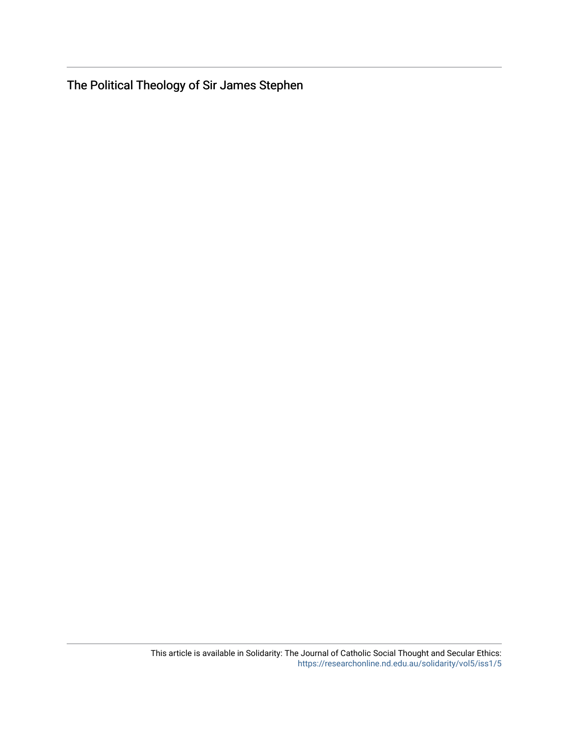The Political Theology of Sir James Stephen

This article is available in Solidarity: The Journal of Catholic Social Thought and Secular Ethics: https://researchonline.nd.edu.au/solidarity/vol5/iss1/5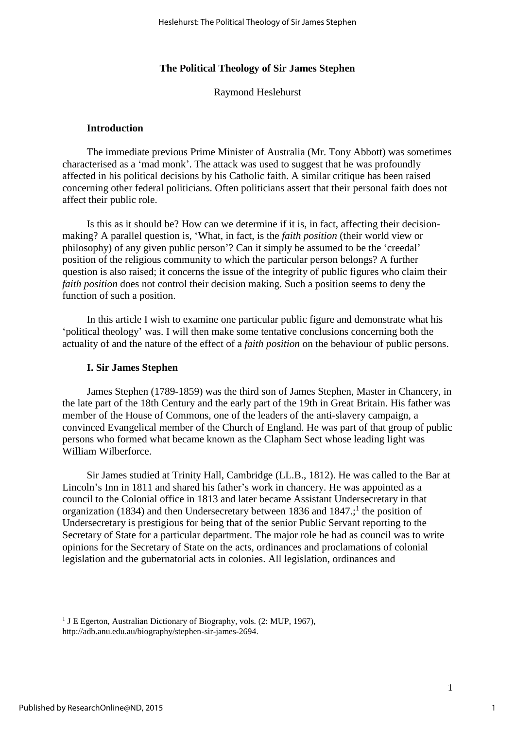## The Political Theology of Sir James Stephen

Raymond Heslehurst

### Introduction

The immediate previous Prime Minister of Australia (Mr. Tony Abbott) was sometimes characterised as a 'mad monk'. The attack was used to suggest that he was profoundly affected in his political decisions by his Catholic faith. A similar critique has been raised concerning other federal politicians. Often politicians assert that their personal faith does not affect their public role.

Is this as it should be? How can we determine if it is, in fact, affecting their decision-making? A parallel question is, 'What, in fact, is the *faith position* (their world view or philosophy) of any given public person'? Can it simply be assumed to be the 'creedal' position of the religious community to which the particular person belongs? A further question is also raised; it concerns the issue of the integrity of public figures who claim their *faith position* does not control their decision making. Such a position seems to deny the function of such a position.

In this article I wish to examine one particular public figure and demonstrate what his 'political theology' was. I will then make some tentative conclusions concerning both the actuality of and the nature of the effect of a *faith position* on the behaviour of public persons.

### I. Sir James Stephen

James Stephen (1789-1859) was the third son of James Stephen, Master in Chancery, in the late part of the 18th Century and the early part of the 19th in Great Britain. His father was member of the House of Commons, one of the leaders of the anti-slavery campaign, a convinced Evangelical member of the Church of England. He was part of that group of public persons who formed what became known as the Clapham Sect whose leading light was William Wilberforce.

Sir James studied at Trinity Hall, Cambridge (LL.B., 1812). He was called to the Bar at Lincoln's Inn in 1811 and shared his father's work in chancery. He was appointed as a council to the Colonial office in 1813 and later became Assistant Undersecretary in that organization (1834) and then Undersecretary between 1836 and 1847.;[1] the position of Undersecretary is prestigious for being that of the senior Public Servant reporting to the Secretary of State for a particular department. The major role he had as council was to write opinions for the Secretary of State on the acts, ordinances and proclamations of colonial legislation and the gubernatorial acts in colonies. All legislation, ordinances and

---

[1] J E Egerton, Australian Dictionary of Biography, vols. (2: MUP, 1967), http://adb.anu.edu.au/biography/stephen-sir-james-2694.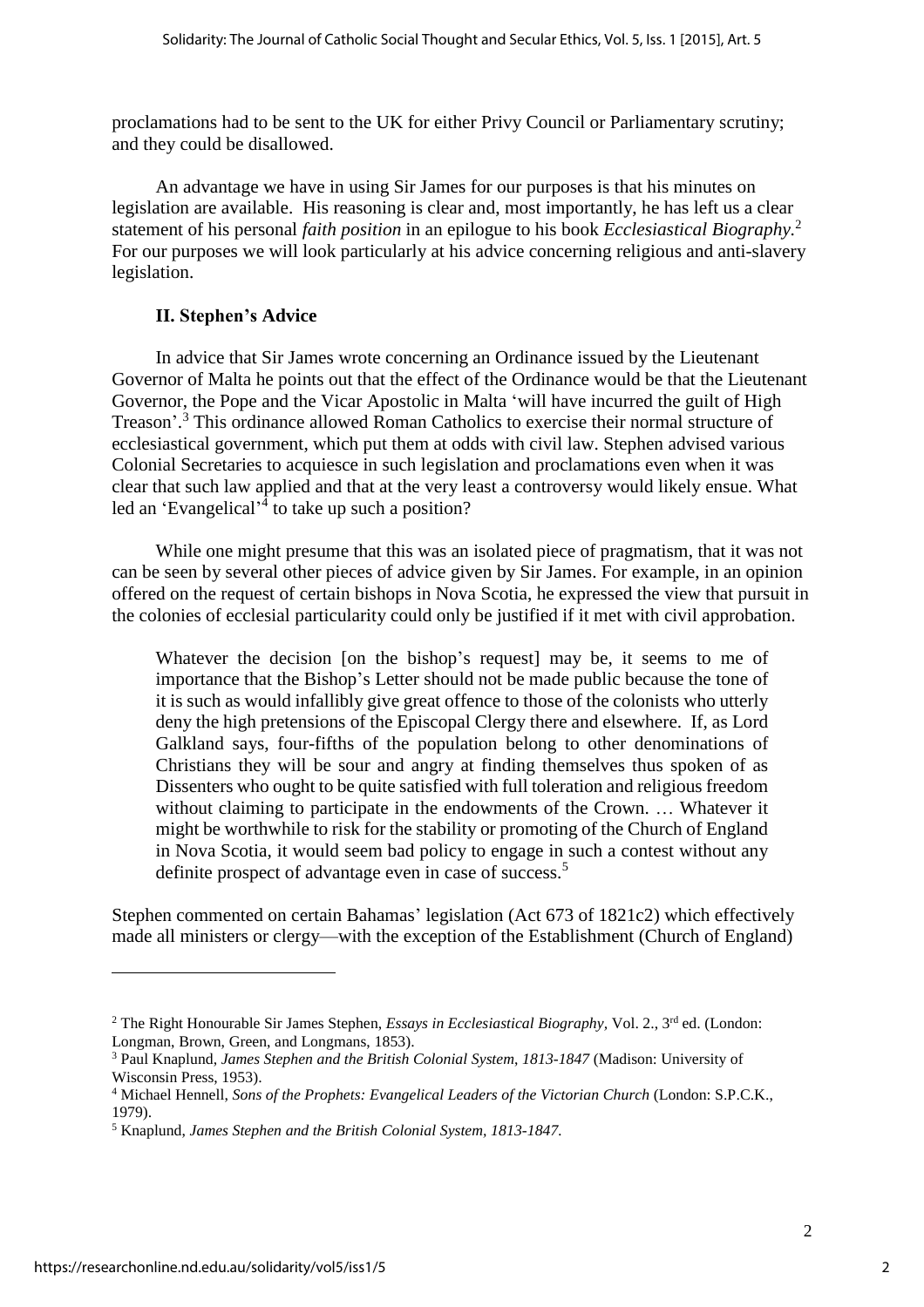proclamations had to be sent to the UK for either Privy Council or Parliamentary scrutiny; and they could be disallowed.

An advantage we have in using Sir James for our purposes is that his minutes on legislation are available. His reasoning is clear and, most importantly, he has left us a clear statement of his personal *faith position* in an epilogue to his book *Ecclesiastical Biography*.[2] For our purposes we will look particularly at his advice concerning religious and anti-slavery legislation.

## II. Stephen's Advice

In advice that Sir James wrote concerning an Ordinance issued by the Lieutenant Governor of Malta he points out that the effect of the Ordinance would be that the Lieutenant Governor, the Pope and the Vicar Apostolic in Malta 'will have incurred the guilt of High Treason'.[3] This ordinance allowed Roman Catholics to exercise their normal structure of ecclesiastical government, which put them at odds with civil law. Stephen advised various Colonial Secretaries to acquiesce in such legislation and proclamations even when it was clear that such law applied and that at the very least a controversy would likely ensue. What led an 'Evangelical'[4] to take up such a position?

While one might presume that this was an isolated piece of pragmatism, that it was not can be seen by several other pieces of advice given by Sir James. For example, in an opinion offered on the request of certain bishops in Nova Scotia, he expressed the view that pursuit in the colonies of ecclesial particularity could only be justified if it met with civil approbation.

> Whatever the decision [on the bishop's request] may be, it seems to me of importance that the Bishop's Letter should not be made public because the tone of it is such as would infallibly give great offence to those of the colonists who utterly deny the high pretensions of the Episcopal Clergy there and elsewhere. If, as Lord Galkland says, four-fifths of the population belong to other denominations of Christians they will be sour and angry at finding themselves thus spoken of as Dissenters who ought to be quite satisfied with full toleration and religious freedom without claiming to participate in the endowments of the Crown. … Whatever it might be worthwhile to risk for the stability or promoting of the Church of England in Nova Scotia, it would seem bad policy to engage in such a contest without any definite prospect of advantage even in case of success.[5]

Stephen commented on certain Bahamas' legislation (Act 673 of 1821c2) which effectively made all ministers or clergy—with the exception of the Establishment (Church of England)

---

[2] The Right Honourable Sir James Stephen, *Essays in Ecclesiastical Biography*, Vol. 2., 3rd ed. (London: Longman, Brown, Green, and Longmans, 1853).

[3] Paul Knaplund, *James Stephen and the British Colonial System, 1813-1847* (Madison: University of Wisconsin Press, 1953).

[4] Michael Hennell, *Sons of the Prophets: Evangelical Leaders of the Victorian Church* (London: S.P.C.K., 1979).

[5] Knaplund, *James Stephen and the British Colonial System, 1813-1847*.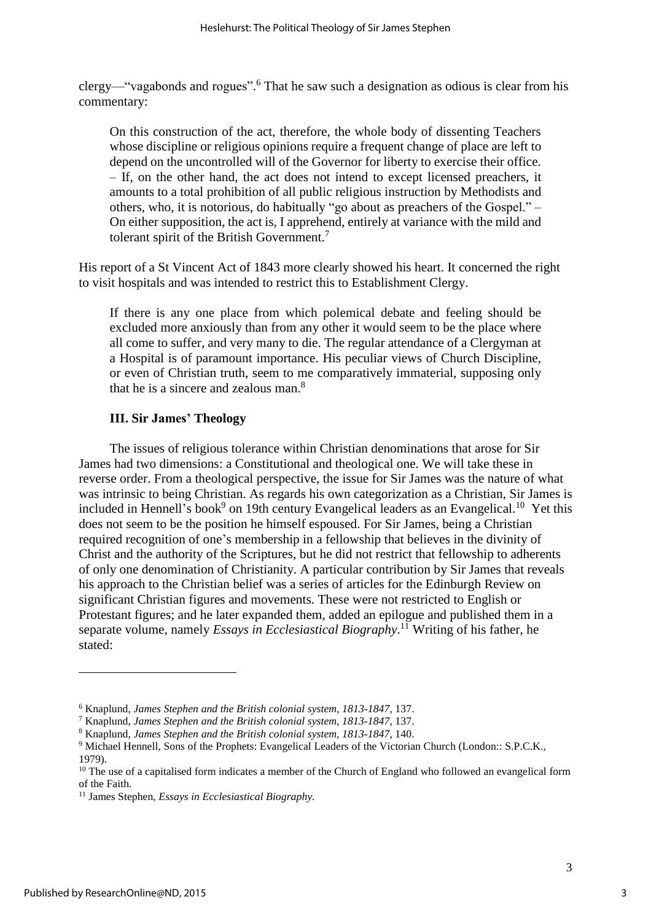clergy—"vagabonds and rogues".[6] That he saw such a designation as odious is clear from his commentary:

> On this construction of the act, therefore, the whole body of dissenting Teachers whose discipline or religious opinions require a frequent change of place are left to depend on the uncontrolled will of the Governor for liberty to exercise their office. – If, on the other hand, the act does not intend to except licensed preachers, it amounts to a total prohibition of all public religious instruction by Methodists and others, who, it is notorious, do habitually "go about as preachers of the Gospel." – On either supposition, the act is, I apprehend, entirely at variance with the mild and tolerant spirit of the British Government.[7]

His report of a St Vincent Act of 1843 more clearly showed his heart. It concerned the right to visit hospitals and was intended to restrict this to Establishment Clergy.

> If there is any one place from which polemical debate and feeling should be excluded more anxiously than from any other it would seem to be the place where all come to suffer, and very many to die. The regular attendance of a Clergyman at a Hospital is of paramount importance. His peculiar views of Church Discipline, or even of Christian truth, seem to me comparatively immaterial, supposing only that he is a sincere and zealous man.[8]

### III. Sir James' Theology

The issues of religious tolerance within Christian denominations that arose for Sir James had two dimensions: a Constitutional and theological one. We will take these in reverse order. From a theological perspective, the issue for Sir James was the nature of what was intrinsic to being Christian. As regards his own categorization as a Christian, Sir James is included in Hennell's book[9] on 19th century Evangelical leaders as an Evangelical.[10] Yet this does not seem to be the position he himself espoused. For Sir James, being a Christian required recognition of one's membership in a fellowship that believes in the divinity of Christ and the authority of the Scriptures, but he did not restrict that fellowship to adherents of only one denomination of Christianity. A particular contribution by Sir James that reveals his approach to the Christian belief was a series of articles for the Edinburgh Review on significant Christian figures and movements. These were not restricted to English or Protestant figures; and he later expanded them, added an epilogue and published them in a separate volume, namely *Essays in Ecclesiastical Biography*.[11] Writing of his father, he stated:

---

[6] Knaplund, *James Stephen and the British colonial system, 1813-1847*, 137.

[7] Knaplund, *James Stephen and the British colonial system, 1813-1847*, 137.

[8] Knaplund, *James Stephen and the British colonial system, 1813-1847*, 140.

[9] Michael Hennell, Sons of the Prophets: Evangelical Leaders of the Victorian Church (London:: S.P.C.K., 1979).

[10] The use of a capitalised form indicates a member of the Church of England who followed an evangelical form of the Faith.

[11] James Stephen, *Essays in Ecclesiastical Biography.*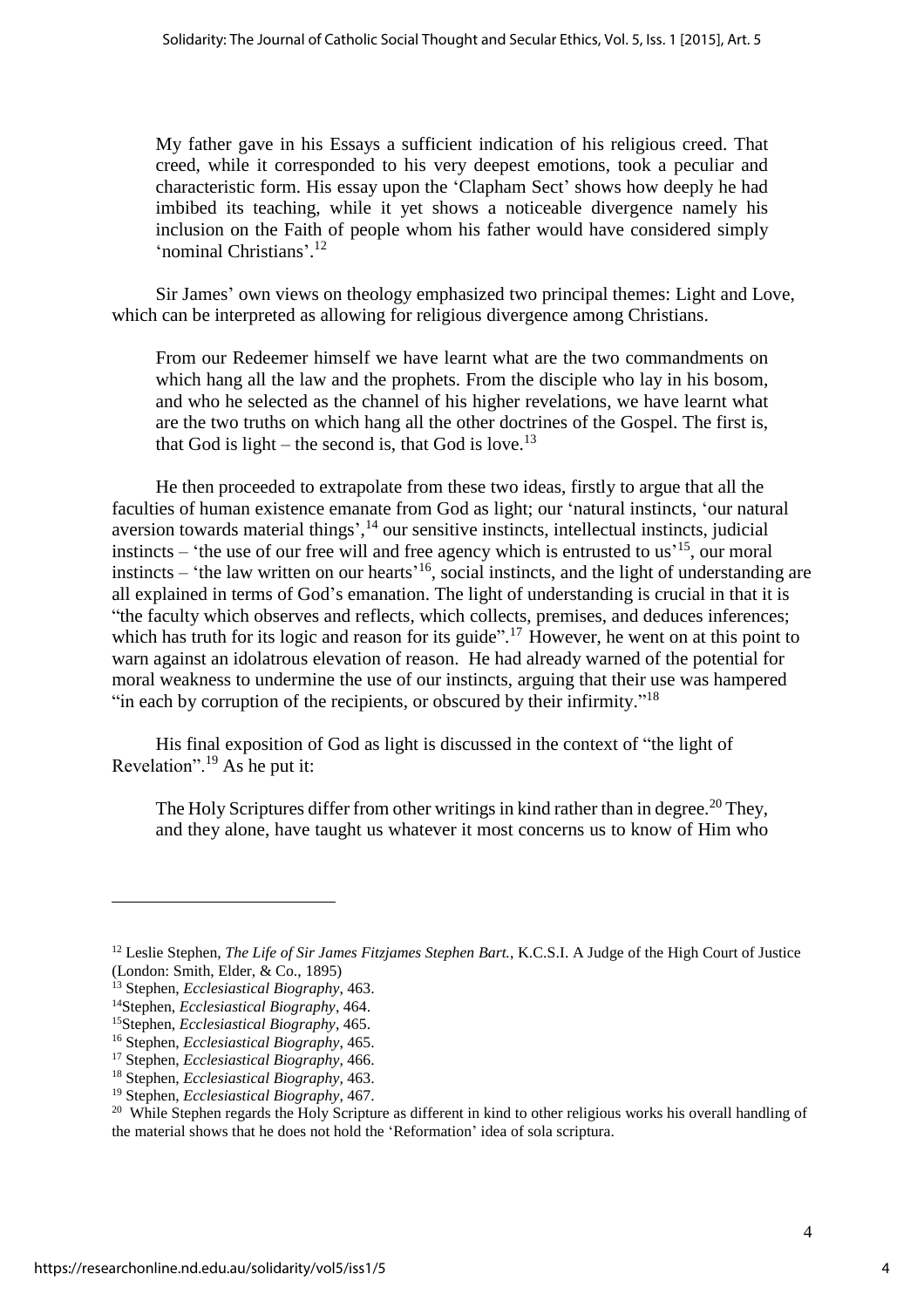> My father gave in his Essays a sufficient indication of his religious creed. That creed, while it corresponded to his very deepest emotions, took a peculiar and characteristic form. His essay upon the 'Clapham Sect' shows how deeply he had imbibed its teaching, while it yet shows a noticeable divergence namely his inclusion on the Faith of people whom his father would have considered simply 'nominal Christians'.[12]

Sir James' own views on theology emphasized two principal themes: Light and Love, which can be interpreted as allowing for religious divergence among Christians.

> From our Redeemer himself we have learnt what are the two commandments on which hang all the law and the prophets. From the disciple who lay in his bosom, and who he selected as the channel of his higher revelations, we have learnt what are the two truths on which hang all the other doctrines of the Gospel. The first is, that God is light – the second is, that God is love.[13]

He then proceeded to extrapolate from these two ideas, firstly to argue that all the faculties of human existence emanate from God as light; our 'natural instincts, 'our natural aversion towards material things',[14] our sensitive instincts, intellectual instincts, judicial instincts – 'the use of our free will and free agency which is entrusted to us'[15], our moral instincts – 'the law written on our hearts'[16], social instincts, and the light of understanding are all explained in terms of God's emanation. The light of understanding is crucial in that it is "the faculty which observes and reflects, which collects, premises, and deduces inferences; which has truth for its logic and reason for its guide".[17] However, he went on at this point to warn against an idolatrous elevation of reason. He had already warned of the potential for moral weakness to undermine the use of our instincts, arguing that their use was hampered "in each by corruption of the recipients, or obscured by their infirmity."[18]

His final exposition of God as light is discussed in the context of "the light of Revelation".[19] As he put it:

> The Holy Scriptures differ from other writings in kind rather than in degree.[20] They, and they alone, have taught us whatever it most concerns us to know of Him who

---

[12] Leslie Stephen, *The Life of Sir James Fitzjames Stephen Bart.*, K.C.S.I. A Judge of the High Court of Justice (London: Smith, Elder, & Co., 1895)

[13] Stephen, *Ecclesiastical Biography*, 463.

[14] Stephen, *Ecclesiastical Biography*, 464.

[15] Stephen, *Ecclesiastical Biography*, 465.

[16] Stephen, *Ecclesiastical Biography*, 465.

[17] Stephen, *Ecclesiastical Biography*, 466.

[18] Stephen, *Ecclesiastical Biography*, 463.

[19] Stephen, *Ecclesiastical Biography*, 467.

[20] While Stephen regards the Holy Scripture as different in kind to other religious works his overall handling of the material shows that he does not hold the 'Reformation' idea of sola scriptura.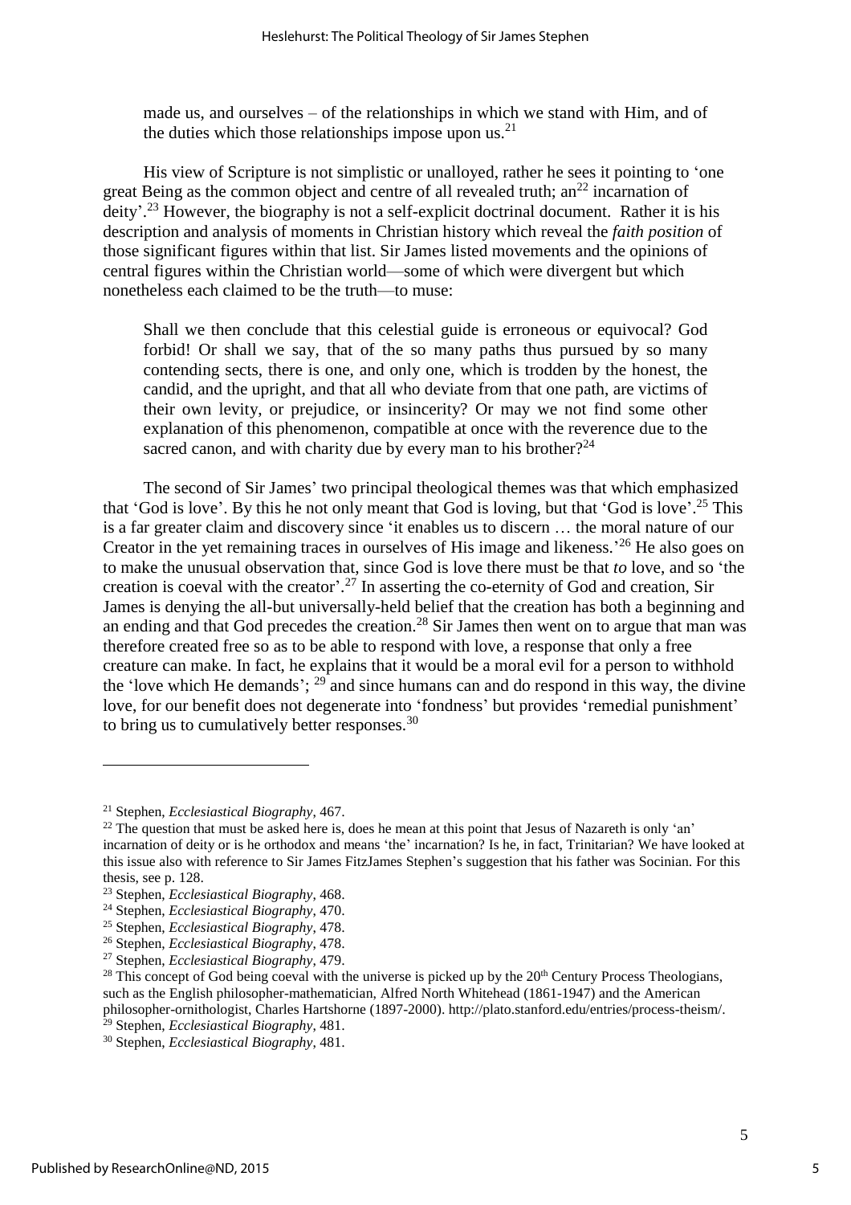made us, and ourselves – of the relationships in which we stand with Him, and of the duties which those relationships impose upon us.[21]

His view of Scripture is not simplistic or unalloyed, rather he sees it pointing to 'one great Being as the common object and centre of all revealed truth; an[22] incarnation of deity'.[23] However, the biography is not a self-explicit doctrinal document. Rather it is his description and analysis of moments in Christian history which reveal the *faith position* of those significant figures within that list. Sir James listed movements and the opinions of central figures within the Christian world—some of which were divergent but which nonetheless each claimed to be the truth—to muse:

> Shall we then conclude that this celestial guide is erroneous or equivocal? God forbid! Or shall we say, that of the so many paths thus pursued by so many contending sects, there is one, and only one, which is trodden by the honest, the candid, and the upright, and that all who deviate from that one path, are victims of their own levity, or prejudice, or insincerity? Or may we not find some other explanation of this phenomenon, compatible at once with the reverence due to the sacred canon, and with charity due by every man to his brother?[24]

The second of Sir James' two principal theological themes was that which emphasized that 'God is love'. By this he not only meant that God is loving, but that 'God is love'.[25] This is a far greater claim and discovery since 'it enables us to discern … the moral nature of our Creator in the yet remaining traces in ourselves of His image and likeness.'[26] He also goes on to make the unusual observation that, since God is love there must be that *to* love, and so 'the creation is coeval with the creator'.[27] In asserting the co-eternity of God and creation, Sir James is denying the all-but universally-held belief that the creation has both a beginning and an ending and that God precedes the creation.[28] Sir James then went on to argue that man was therefore created free so as to be able to respond with love, a response that only a free creature can make. In fact, he explains that it would be a moral evil for a person to withhold the 'love which He demands'; [29] and since humans can and do respond in this way, the divine love, for our benefit does not degenerate into 'fondness' but provides 'remedial punishment' to bring us to cumulatively better responses.[30]

---

[21] Stephen, *Ecclesiastical Biography*, 467.

[22] The question that must be asked here is, does he mean at this point that Jesus of Nazareth is only 'an' incarnation of deity or is he orthodox and means 'the' incarnation? Is he, in fact, Trinitarian? We have looked at this issue also with reference to Sir James FitzJames Stephen's suggestion that his father was Socinian. For this thesis, see p. 128.

[23] Stephen, *Ecclesiastical Biography*, 468.

[24] Stephen, *Ecclesiastical Biography*, 470.

[25] Stephen, *Ecclesiastical Biography*, 478.

[26] Stephen, *Ecclesiastical Biography*, 478.

[27] Stephen, *Ecclesiastical Biography*, 479.

[28] This concept of God being coeval with the universe is picked up by the 20th Century Process Theologians, such as the English philosopher-mathematician, Alfred North Whitehead (1861-1947) and the American philosopher-ornithologist, Charles Hartshorne (1897-2000). http://plato.stanford.edu/entries/process-theism/.

[29] Stephen, *Ecclesiastical Biography*, 481.

[30] Stephen, *Ecclesiastical Biography*, 481.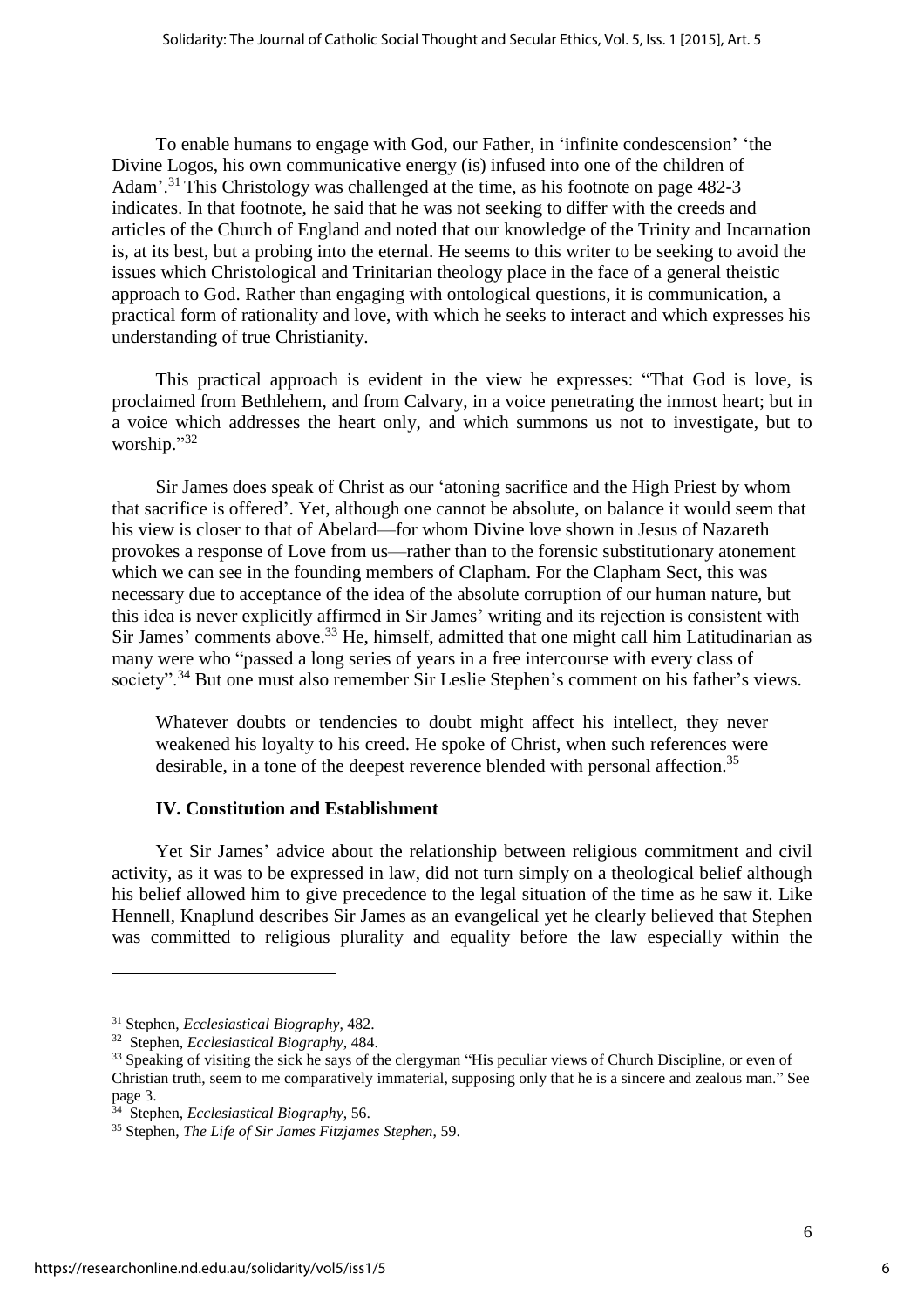To enable humans to engage with God, our Father, in 'infinite condescension' 'the Divine Logos, his own communicative energy (is) infused into one of the children of Adam'.[31] This Christology was challenged at the time, as his footnote on page 482-3 indicates. In that footnote, he said that he was not seeking to differ with the creeds and articles of the Church of England and noted that our knowledge of the Trinity and Incarnation is, at its best, but a probing into the eternal. He seems to this writer to be seeking to avoid the issues which Christological and Trinitarian theology place in the face of a general theistic approach to God. Rather than engaging with ontological questions, it is communication, a practical form of rationality and love, with which he seeks to interact and which expresses his understanding of true Christianity.

This practical approach is evident in the view he expresses: "That God is love, is proclaimed from Bethlehem, and from Calvary, in a voice penetrating the inmost heart; but in a voice which addresses the heart only, and which summons us not to investigate, but to worship."[32]

Sir James does speak of Christ as our 'atoning sacrifice and the High Priest by whom that sacrifice is offered'. Yet, although one cannot be absolute, on balance it would seem that his view is closer to that of Abelard—for whom Divine love shown in Jesus of Nazareth provokes a response of Love from us—rather than to the forensic substitutionary atonement which we can see in the founding members of Clapham. For the Clapham Sect, this was necessary due to acceptance of the idea of the absolute corruption of our human nature, but this idea is never explicitly affirmed in Sir James' writing and its rejection is consistent with Sir James' comments above.[33] He, himself, admitted that one might call him Latitudinarian as many were who "passed a long series of years in a free intercourse with every class of society".[34] But one must also remember Sir Leslie Stephen's comment on his father's views.

> Whatever doubts or tendencies to doubt might affect his intellect, they never weakened his loyalty to his creed. He spoke of Christ, when such references were desirable, in a tone of the deepest reverence blended with personal affection.[35]

### IV. Constitution and Establishment

Yet Sir James' advice about the relationship between religious commitment and civil activity, as it was to be expressed in law, did not turn simply on a theological belief although his belief allowed him to give precedence to the legal situation of the time as he saw it. Like Hennell, Knaplund describes Sir James as an evangelical yet he clearly believed that Stephen was committed to religious plurality and equality before the law especially within the

---

[31] Stephen, *Ecclesiastical Biography*, 482.

[32] Stephen, *Ecclesiastical Biography*, 484.

[33] Speaking of visiting the sick he says of the clergyman "His peculiar views of Church Discipline, or even of Christian truth, seem to me comparatively immaterial, supposing only that he is a sincere and zealous man." See page 3.

[34] Stephen, *Ecclesiastical Biography*, 56.

[35] Stephen, *The Life of Sir James Fitzjames Stephen*, 59.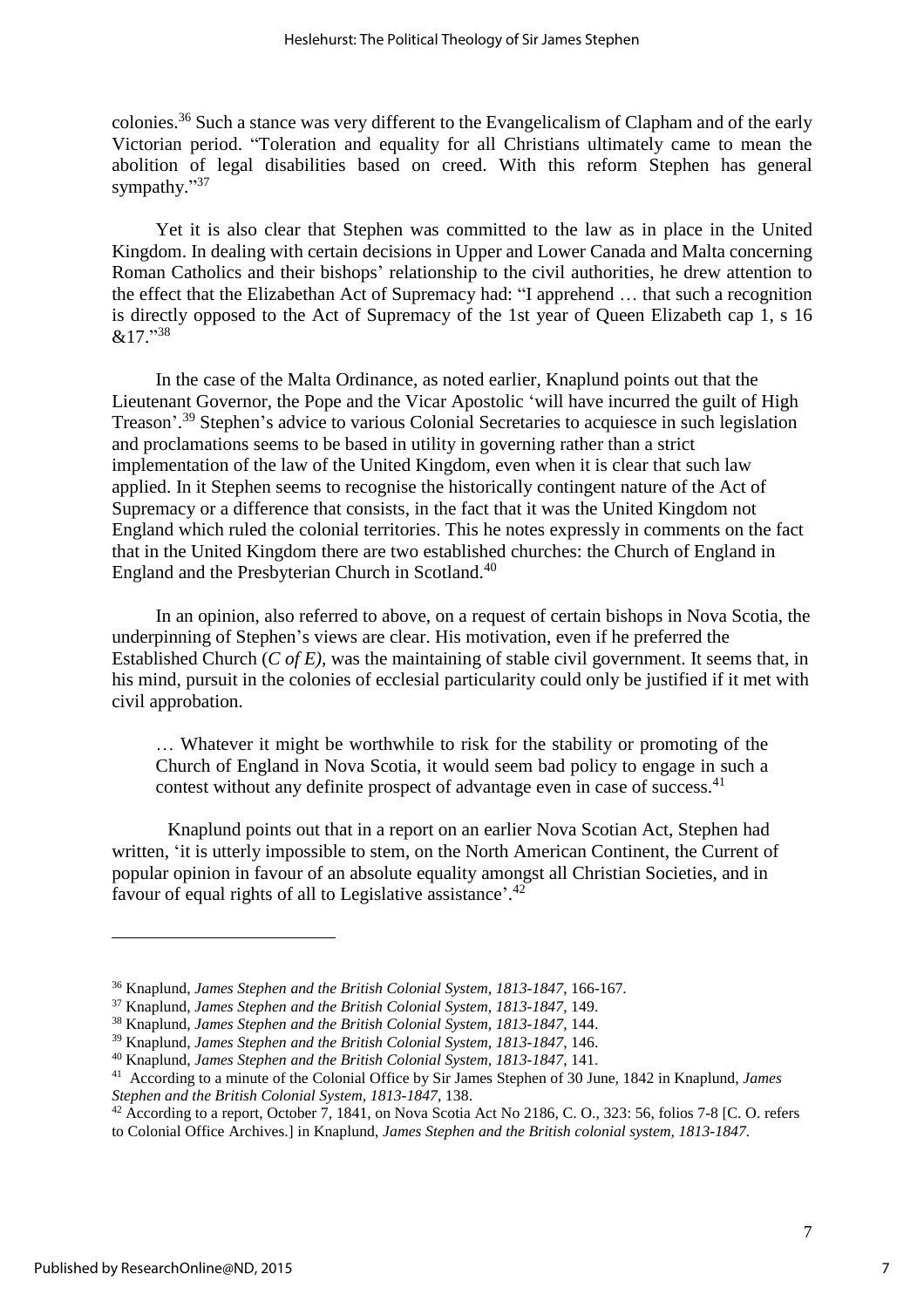colonies.[36] Such a stance was very different to the Evangelicalism of Clapham and of the early Victorian period. "Toleration and equality for all Christians ultimately came to mean the abolition of legal disabilities based on creed. With this reform Stephen has general sympathy."[37]

Yet it is also clear that Stephen was committed to the law as in place in the United Kingdom. In dealing with certain decisions in Upper and Lower Canada and Malta concerning Roman Catholics and their bishops' relationship to the civil authorities, he drew attention to the effect that the Elizabethan Act of Supremacy had: "I apprehend … that such a recognition is directly opposed to the Act of Supremacy of the 1st year of Queen Elizabeth cap 1, s 16 &17."[38]

In the case of the Malta Ordinance, as noted earlier, Knaplund points out that the Lieutenant Governor, the Pope and the Vicar Apostolic 'will have incurred the guilt of High Treason'.[39] Stephen's advice to various Colonial Secretaries to acquiesce in such legislation and proclamations seems to be based in utility in governing rather than a strict implementation of the law of the United Kingdom, even when it is clear that such law applied. In it Stephen seems to recognise the historically contingent nature of the Act of Supremacy or a difference that consists, in the fact that it was the United Kingdom not England which ruled the colonial territories. This he notes expressly in comments on the fact that in the United Kingdom there are two established churches: the Church of England in England and the Presbyterian Church in Scotland.[40]

In an opinion, also referred to above, on a request of certain bishops in Nova Scotia, the underpinning of Stephen's views are clear. His motivation, even if he preferred the Established Church (*C of E),* was the maintaining of stable civil government. It seems that, in his mind, pursuit in the colonies of ecclesial particularity could only be justified if it met with civil approbation.

> … Whatever it might be worthwhile to risk for the stability or promoting of the Church of England in Nova Scotia, it would seem bad policy to engage in such a contest without any definite prospect of advantage even in case of success.[41]

Knaplund points out that in a report on an earlier Nova Scotian Act, Stephen had written, 'it is utterly impossible to stem, on the North American Continent, the Current of popular opinion in favour of an absolute equality amongst all Christian Societies, and in favour of equal rights of all to Legislative assistance'.[42]

---

[36] Knaplund, *James Stephen and the British Colonial System, 1813-1847*, 166-167.

[37] Knaplund, *James Stephen and the British Colonial System, 1813-1847*, 149.

[38] Knaplund, *James Stephen and the British Colonial System, 1813-1847*, 144.

[39] Knaplund, *James Stephen and the British Colonial System, 1813-1847*, 146.

[40] Knaplund, *James Stephen and the British Colonial System, 1813-1847*, 141.

[41] According to a minute of the Colonial Office by Sir James Stephen of 30 June, 1842 in Knaplund, *James Stephen and the British Colonial System, 1813-1847*, 138.

[42] According to a report, October 7, 1841, on Nova Scotia Act No 2186, C. O., 323: 56, folios 7-8 [C. O. refers to Colonial Office Archives.] in Knaplund, *James Stephen and the British colonial system, 1813-1847*.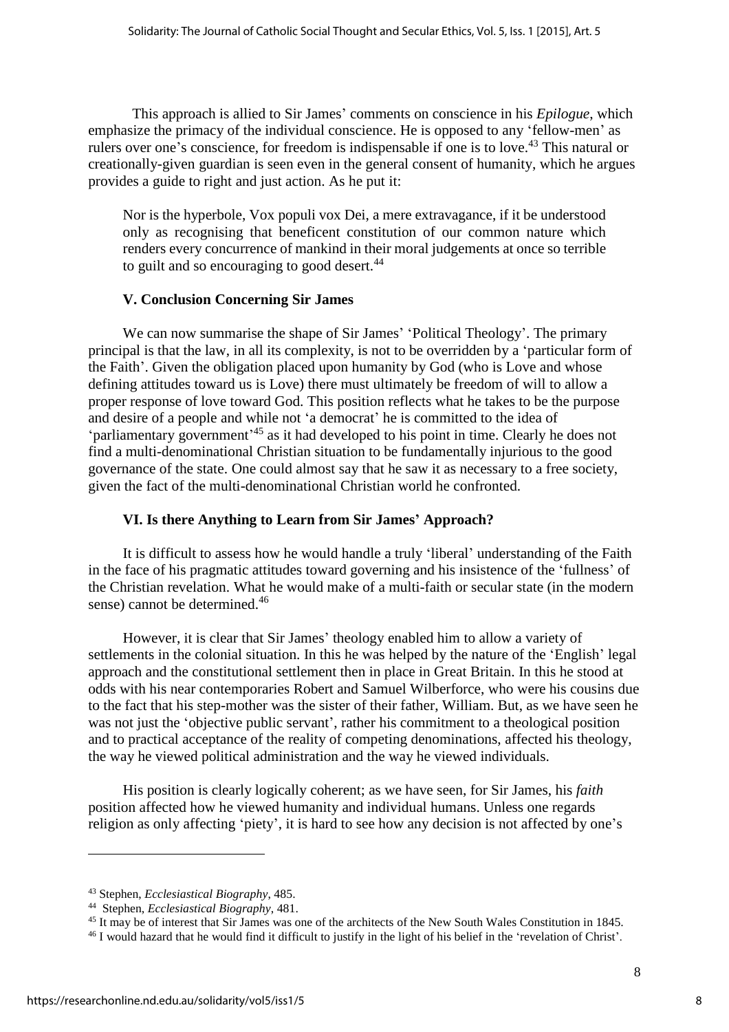This approach is allied to Sir James' comments on conscience in his *Epilogue*, which emphasize the primacy of the individual conscience. He is opposed to any 'fellow-men' as rulers over one's conscience, for freedom is indispensable if one is to love.[43] This natural or creationally-given guardian is seen even in the general consent of humanity, which he argues provides a guide to right and just action. As he put it:

> Nor is the hyperbole, Vox populi vox Dei, a mere extravagance, if it be understood only as recognising that beneficent constitution of our common nature which renders every concurrence of mankind in their moral judgements at once so terrible to guilt and so encouraging to good desert.[44]

### V. Conclusion Concerning Sir James

We can now summarise the shape of Sir James' 'Political Theology'. The primary principal is that the law, in all its complexity, is not to be overridden by a 'particular form of the Faith'. Given the obligation placed upon humanity by God (who is Love and whose defining attitudes toward us is Love) there must ultimately be freedom of will to allow a proper response of love toward God. This position reflects what he takes to be the purpose and desire of a people and while not 'a democrat' he is committed to the idea of 'parliamentary government'[45] as it had developed to his point in time. Clearly he does not find a multi-denominational Christian situation to be fundamentally injurious to the good governance of the state. One could almost say that he saw it as necessary to a free society, given the fact of the multi-denominational Christian world he confronted.

### VI. Is there Anything to Learn from Sir James' Approach?

It is difficult to assess how he would handle a truly 'liberal' understanding of the Faith in the face of his pragmatic attitudes toward governing and his insistence of the 'fullness' of the Christian revelation. What he would make of a multi-faith or secular state (in the modern sense) cannot be determined.[46]

However, it is clear that Sir James' theology enabled him to allow a variety of settlements in the colonial situation. In this he was helped by the nature of the 'English' legal approach and the constitutional settlement then in place in Great Britain. In this he stood at odds with his near contemporaries Robert and Samuel Wilberforce, who were his cousins due to the fact that his step-mother was the sister of their father, William. But, as we have seen he was not just the 'objective public servant', rather his commitment to a theological position and to practical acceptance of the reality of competing denominations, affected his theology, the way he viewed political administration and the way he viewed individuals.

His position is clearly logically coherent; as we have seen, for Sir James, his *faith* position affected how he viewed humanity and individual humans. Unless one regards religion as only affecting 'piety', it is hard to see how any decision is not affected by one's

---

[43] Stephen, *Ecclesiastical Biography*, 485.

[44] Stephen, *Ecclesiastical Biography*, 481.

[45] It may be of interest that Sir James was one of the architects of the New South Wales Constitution in 1845.

[46] I would hazard that he would find it difficult to justify in the light of his belief in the 'revelation of Christ'.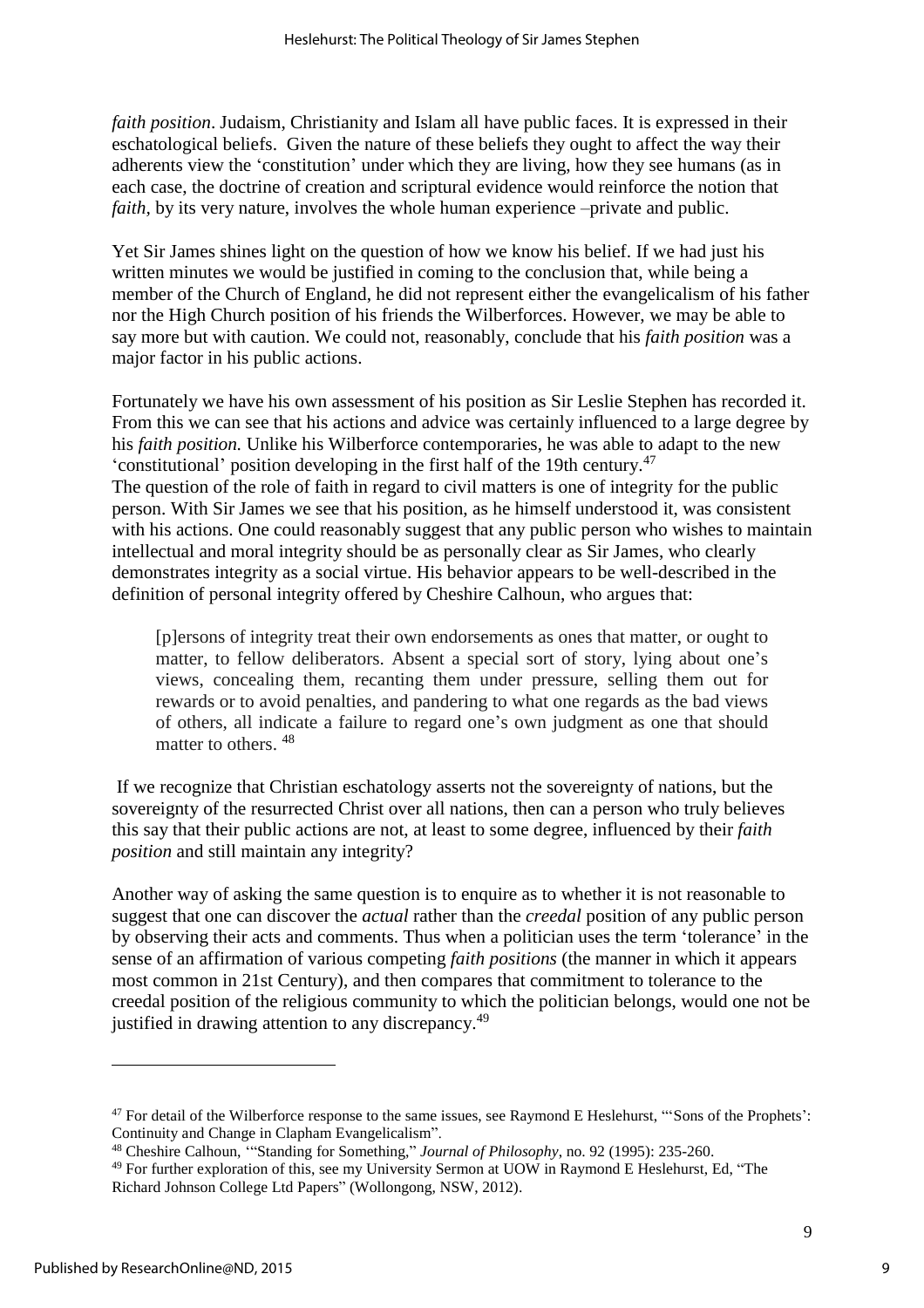*faith position*. Judaism, Christianity and Islam all have public faces. It is expressed in their eschatological beliefs. Given the nature of these beliefs they ought to affect the way their adherents view the 'constitution' under which they are living, how they see humans (as in each case, the doctrine of creation and scriptural evidence would reinforce the notion that *faith*, by its very nature, involves the whole human experience –private and public.

Yet Sir James shines light on the question of how we know his belief. If we had just his written minutes we would be justified in coming to the conclusion that, while being a member of the Church of England, he did not represent either the evangelicalism of his father nor the High Church position of his friends the Wilberforces. However, we may be able to say more but with caution. We could not, reasonably, conclude that his *faith position* was a major factor in his public actions.

Fortunately we have his own assessment of his position as Sir Leslie Stephen has recorded it. From this we can see that his actions and advice was certainly influenced to a large degree by his *faith position.* Unlike his Wilberforce contemporaries, he was able to adapt to the new 'constitutional' position developing in the first half of the 19th century.[47]

The question of the role of faith in regard to civil matters is one of integrity for the public person. With Sir James we see that his position, as he himself understood it, was consistent with his actions. One could reasonably suggest that any public person who wishes to maintain intellectual and moral integrity should be as personally clear as Sir James, who clearly demonstrates integrity as a social virtue. His behavior appears to be well-described in the definition of personal integrity offered by Cheshire Calhoun, who argues that:

> [p]ersons of integrity treat their own endorsements as ones that matter, or ought to matter, to fellow deliberators. Absent a special sort of story, lying about one's views, concealing them, recanting them under pressure, selling them out for rewards or to avoid penalties, and pandering to what one regards as the bad views of others, all indicate a failure to regard one's own judgment as one that should matter to others. [48]

If we recognize that Christian eschatology asserts not the sovereignty of nations, but the sovereignty of the resurrected Christ over all nations, then can a person who truly believes this say that their public actions are not, at least to some degree, influenced by their *faith position* and still maintain any integrity?

Another way of asking the same question is to enquire as to whether it is not reasonable to suggest that one can discover the *actual* rather than the *creedal* position of any public person by observing their acts and comments. Thus when a politician uses the term 'tolerance' in the sense of an affirmation of various competing *faith positions* (the manner in which it appears most common in 21st Century), and then compares that commitment to tolerance to the creedal position of the religious community to which the politician belongs, would one not be justified in drawing attention to any discrepancy.[49]

---

[47] For detail of the Wilberforce response to the same issues, see Raymond E Heslehurst, "'Sons of the Prophets': Continuity and Change in Clapham Evangelicalism".

[48] Cheshire Calhoun, '"Standing for Something," *Journal of Philosophy*, no. 92 (1995): 235-260.

[49] For further exploration of this, see my University Sermon at UOW in Raymond E Heslehurst, Ed, "The Richard Johnson College Ltd Papers" (Wollongong, NSW, 2012).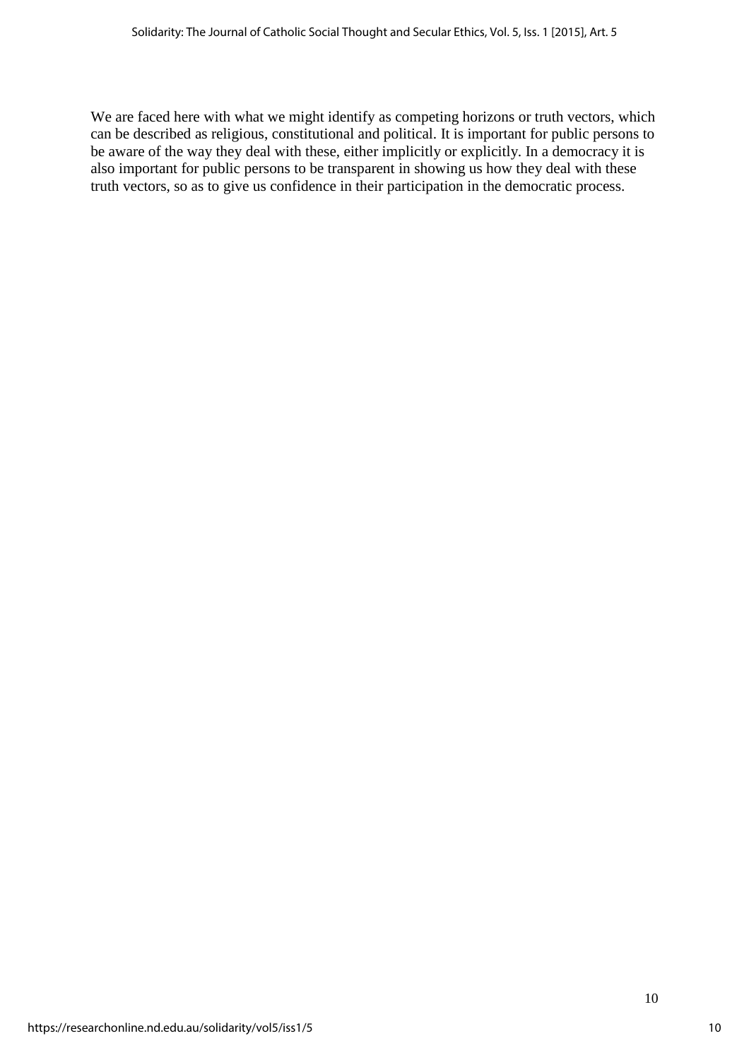We are faced here with what we might identify as competing horizons or truth vectors, which can be described as religious, constitutional and political. It is important for public persons to be aware of the way they deal with these, either implicitly or explicitly. In a democracy it is also important for public persons to be transparent in showing us how they deal with these truth vectors, so as to give us confidence in their participation in the democratic process.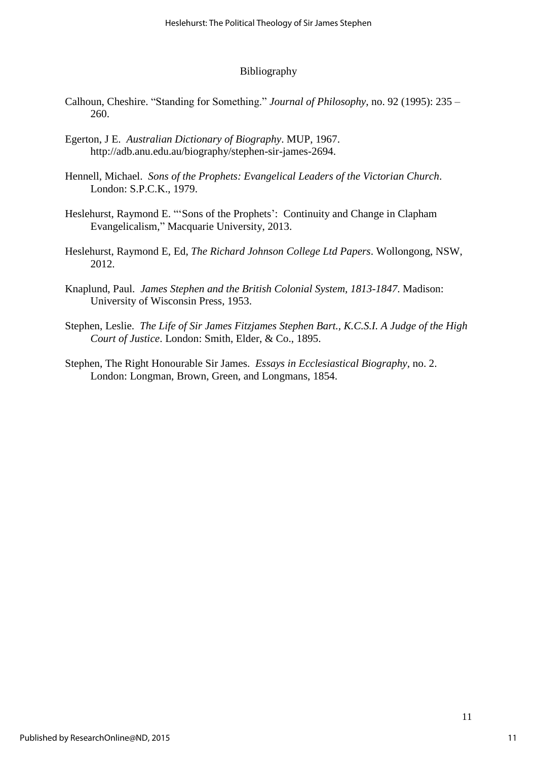# Bibliography

Calhoun, Cheshire. "Standing for Something." *Journal of Philosophy*, no. 92 (1995): 235 – 260.

Egerton, J E. *Australian Dictionary of Biography*. MUP, 1967. http://adb.anu.edu.au/biography/stephen-sir-james-2694.

Hennell, Michael. *Sons of the Prophets: Evangelical Leaders of the Victorian Church*. London: S.P.C.K., 1979.

Heslehurst, Raymond E. "'Sons of the Prophets': Continuity and Change in Clapham Evangelicalism," Macquarie University, 2013.

Heslehurst, Raymond E, Ed, *The Richard Johnson College Ltd Papers*. Wollongong, NSW, 2012.

Knaplund, Paul. *James Stephen and the British Colonial System, 1813-1847*. Madison: University of Wisconsin Press, 1953.

Stephen, Leslie. *The Life of Sir James Fitzjames Stephen Bart., K.C.S.I. A Judge of the High Court of Justice*. London: Smith, Elder, & Co., 1895.

Stephen, The Right Honourable Sir James. *Essays in Ecclesiastical Biography*, no. 2. London: Longman, Brown, Green, and Longmans, 1854.